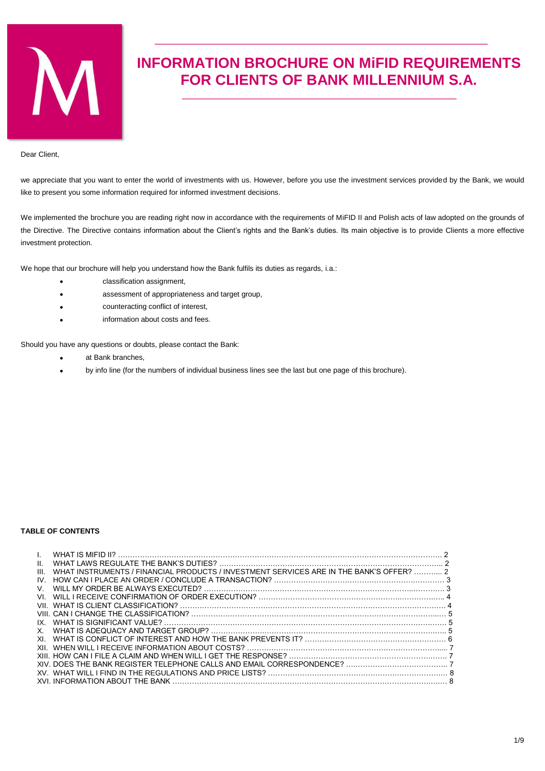# INFORMATION BROCHURE ON MiFID REQUIREMENTS FOR CLIENTS OF BANK MILLENNIUM S.A.

Dear Client,

we appreciate that you want to enter the world of investments with us. However, before you use the investment services provided by the Bank, we would like to present you some information required for informed investment decisions.

We implemented the brochure you are reading right now in accordance with the requirements of MiFID II and Polish acts of law adopted on the grounds of the Directive. The Directive contains information about the Client's rights and the Bank's duties. Its main objective is to provide Clients a more effective investment protection.

We hope that our brochure will help you understand how the Bank fulfils its duties as regards, i.a.:

- classification assignment,
- assessment of appropriateness and target group,
- counteracting conflict of interest,
- information about costs and fees.

Should you have any questions or doubts, please contact the Bank:

- at Bank branches,
- by info line (for the numbers of individual business lines see the last but one page of this brochure).

**TABLE OF CONTENTS**

| | | |
|---|---|---|
| I. | WHAT IS MIFID II? | 2 |
| II. | WHAT LAWS REGULATE THE BANK'S DUTIES? | 2 |
| III. | WHAT INSTRUMENTS / FINANCIAL PRODUCTS / INVESTMENT SERVICES ARE IN THE BANK'S OFFER? | 2 |
| IV. | HOW CAN I PLACE AN ORDER / CONCLUDE A TRANSACTION? | 3 |
| V. | WILL MY ORDER BE ALWAYS EXECUTED? | 3 |
| VI. | WILL I RECEIVE CONFIRMATION OF ORDER EXECUTION? | 4 |
| VII. | WHAT IS CLIENT CLASSIFICATION? | 4 |
| VIII. | CAN I CHANGE THE CLASSIFICATION? | 5 |
| IX. | WHAT IS SIGNIFICANT VALUE? | 5 |
| X. | WHAT IS ADEQUACY AND TARGET GROUP? | 5 |
| XI. | WHAT IS CONFLICT OF INTEREST AND HOW THE BANK PREVENTS IT? | 6 |
| XII. | WHEN WILL I RECEIVE INFORMATION ABOUT COSTS? | 7 |
| XIII. | HOW CAN I FILE A CLAIM AND WHEN WILL I GET THE RESPONSE? | 7 |
| XIV. | DOES THE BANK REGISTER TELEPHONE CALLS AND EMAIL CORRESPONDENCE? | 7 |
| XV. | WHAT WILL I FIND IN THE REGULATIONS AND PRICE LISTS? | 8 |
| XVI. | INFORMATION ABOUT THE BANK | 8 |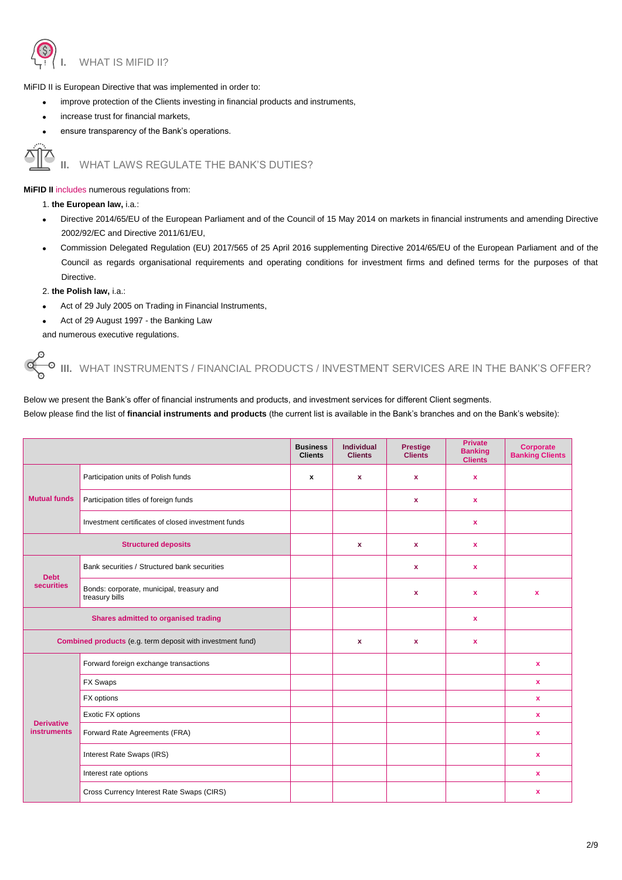## I. WHAT IS MIFID II?

MiFID II is European Directive that was implemented in order to:

- improve protection of the Clients investing in financial products and instruments,
- increase trust for financial markets,
- ensure transparency of the Bank's operations.

## II. WHAT LAWS REGULATE THE BANK'S DUTIES?

**MiFID II** includes numerous regulations from:

1. **the European law,** i.a.:

- Directive 2014/65/EU of the European Parliament and of the Council of 15 May 2014 on markets in financial instruments and amending Directive 2002/92/EC and Directive 2011/61/EU,
- Commission Delegated Regulation (EU) 2017/565 of 25 April 2016 supplementing Directive 2014/65/EU of the European Parliament and of the Council as regards organisational requirements and operating conditions for investment firms and defined terms for the purposes of that Directive.

2. **the Polish law,** i.a.:

- Act of 29 July 2005 on Trading in Financial Instruments,
- Act of 29 August 1997 - the Banking Law

and numerous executive regulations.

## III. WHAT INSTRUMENTS / FINANCIAL PRODUCTS / INVESTMENT SERVICES ARE IN THE BANK'S OFFER?

Below we present the Bank's offer of financial instruments and products, and investment services for different Client segments.

Below please find the list of **financial instruments and products** (the current list is available in the Bank's branches and on the Bank's website):

| | | Business Clients | Individual Clients | Prestige Clients | Private Banking Clients | Corporate Banking Clients |
|---|---|---|---|---|---|---|
| **Mutual funds** | Participation units of Polish funds | x | x | x | x | |
| | Participation titles of foreign funds | | | x | x | |
| | Investment certificates of closed investment funds | | | | x | |
| **Structured deposits** | | | x | x | x | |
| **Debt securities** | Bank securities / Structured bank securities | | | x | x | |
| | Bonds: corporate, municipal, treasury and treasury bills | | | x | x | x |
| **Shares admitted to organised trading** | | | | | x | |
| **Combined products** (e.g. term deposit with investment fund) | | | x | x | x | |
| **Derivative instruments** | Forward foreign exchange transactions | | | | | x |
| | FX Swaps | | | | | x |
| | FX options | | | | | x |
| | Exotic FX options | | | | | x |
| | Forward Rate Agreements (FRA) | | | | | x |
| | Interest Rate Swaps (IRS) | | | | | x |
| | Interest rate options | | | | | x |
| | Cross Currency Interest Rate Swaps (CIRS) | | | | | x |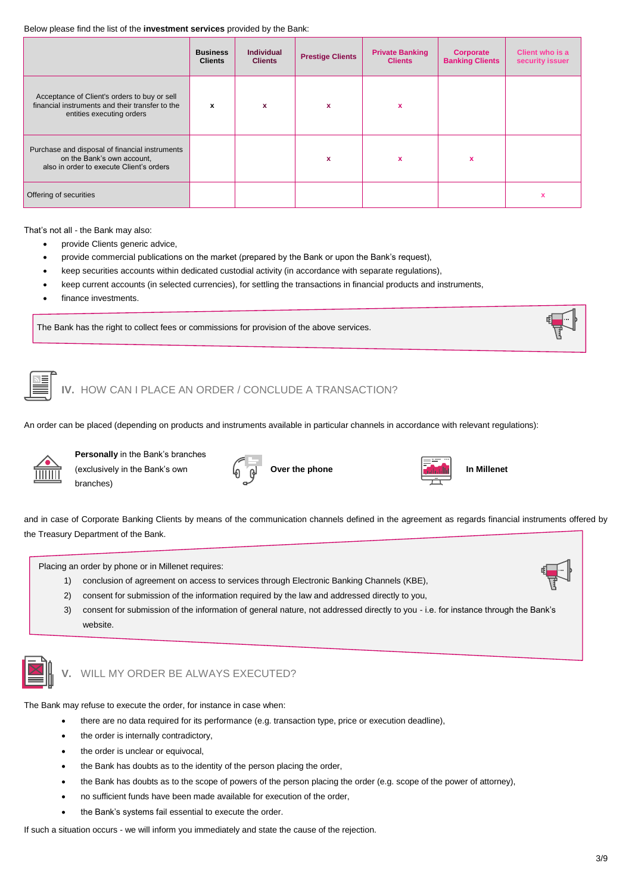Below please find the list of the **investment services** provided by the Bank:

| | Business Clients | Individual Clients | Prestige Clients | Private Banking Clients | Corporate Banking Clients | Client who is a security issuer |
|---|---|---|---|---|---|---|
| Acceptance of Client's orders to buy or sell financial instruments and their transfer to the entities executing orders | x | x | x | x | | |
| Purchase and disposal of financial instruments on the Bank's own account, also in order to execute Client's orders | | | x | x | x | |
| Offering of securities | | | | | | x |

That's not all - the Bank may also:

- provide Clients generic advice,
- provide commercial publications on the market (prepared by the Bank or upon the Bank's request),
- keep securities accounts within dedicated custodial activity (in accordance with separate regulations),
- keep current accounts (in selected currencies), for settling the transactions in financial products and instruments,
- finance investments.

The Bank has the right to collect fees or commissions for provision of the above services.

## IV. HOW CAN I PLACE AN ORDER / CONCLUDE A TRANSACTION?

An order can be placed (depending on products and instruments available in particular channels in accordance with relevant regulations):

**Personally** in the Bank's branches (exclusively in the Bank's own branches)

**Over the phone**

**In Millenet**

and in case of Corporate Banking Clients by means of the communication channels defined in the agreement as regards financial instruments offered by the Treasury Department of the Bank.

Placing an order by phone or in Millenet requires:

1) conclusion of agreement on access to services through Electronic Banking Channels (KBE),
2) consent for submission of the information required by the law and addressed directly to you,
3) consent for submission of the information of general nature, not addressed directly to you - i.e. for instance through the Bank's website.

## V. WILL MY ORDER BE ALWAYS EXECUTED?

The Bank may refuse to execute the order, for instance in case when:

- there are no data required for its performance (e.g. transaction type, price or execution deadline),
- the order is internally contradictory,
- the order is unclear or equivocal,
- the Bank has doubts as to the identity of the person placing the order,
- the Bank has doubts as to the scope of powers of the person placing the order (e.g. scope of the power of attorney),
- no sufficient funds have been made available for execution of the order,
- the Bank's systems fail essential to execute the order.

If such a situation occurs - we will inform you immediately and state the cause of the rejection.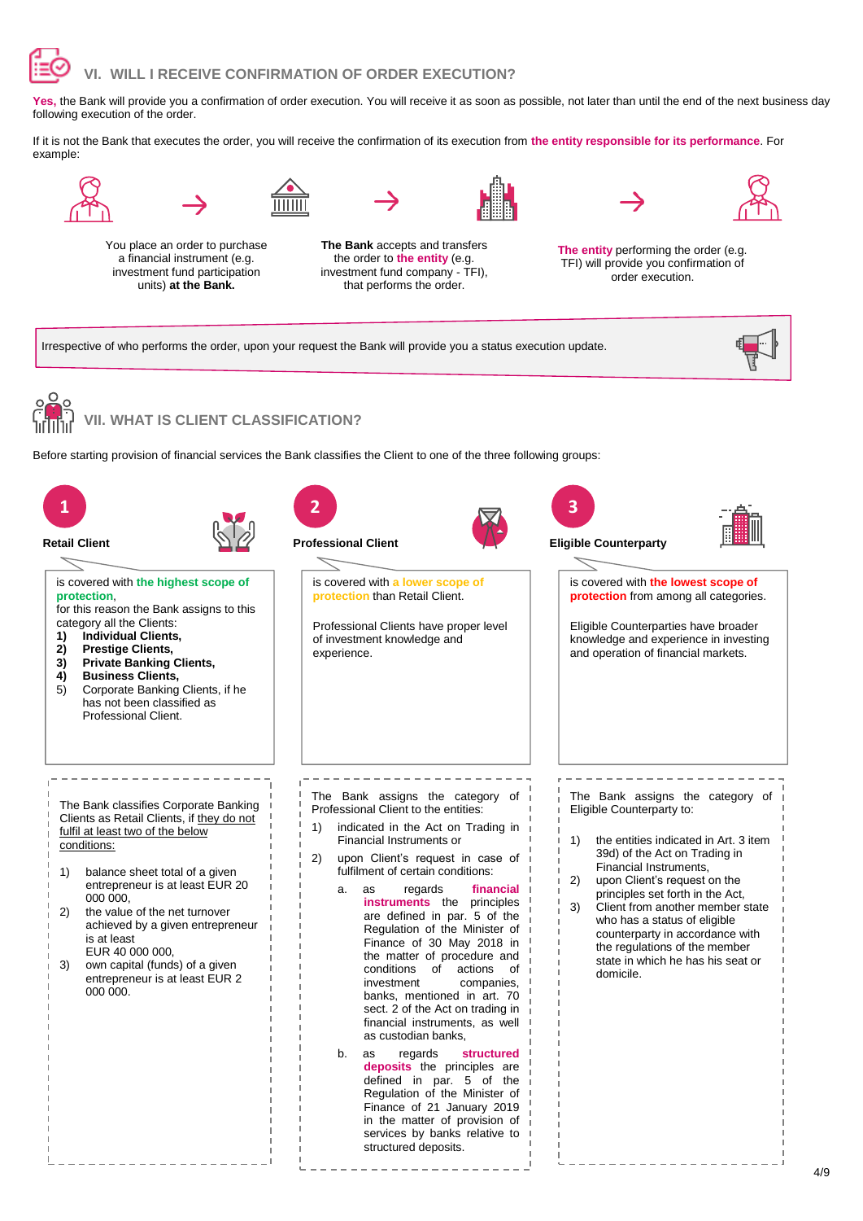## VI. WILL I RECEIVE CONFIRMATION OF ORDER EXECUTION?

**Yes,** the Bank will provide you a confirmation of order execution. You will receive it as soon as possible, not later than until the end of the next business day following execution of the order.

If it is not the Bank that executes the order, you will receive the confirmation of its execution from **the entity responsible for its performance**. For example:

You place an order to purchase a financial instrument (e.g. investment fund participation units) **at the Bank.** → **The Bank** accepts and transfers the order to **the entity** (e.g. investment fund company - TFI), that performs the order. → **The entity** performing the order (e.g. TFI) will provide you confirmation of order execution.

Irrespective of who performs the order, upon your request the Bank will provide you a status execution update.

## VII. WHAT IS CLIENT CLASSIFICATION?

Before starting provision of financial services the Bank classifies the Client to one of the three following groups:

### 1 Retail Client

is covered with **the highest scope of protection**,
for this reason the Bank assigns to this category all the Clients:

1) **Individual Clients,**
2) **Prestige Clients,**
3) **Private Banking Clients,**
4) **Business Clients,**
5) Corporate Banking Clients, if he has not been classified as Professional Client.

The Bank classifies Corporate Banking Clients as Retail Clients, if they do not fulfil at least two of the below conditions:

1) balance sheet total of a given entrepreneur is at least EUR 20 000 000,
2) the value of the net turnover achieved by a given entrepreneur is at least EUR 40 000 000,
3) own capital (funds) of a given entrepreneur is at least EUR 2 000 000.

### 2 Professional Client

is covered with **a lower scope of protection** than Retail Client.

Professional Clients have proper level of investment knowledge and experience.

The Bank assigns the category of Professional Client to the entities:

1) indicated in the Act on Trading in Financial Instruments or
2) upon Client's request in case of fulfilment of certain conditions:
   a. as regards **financial instruments** the principles are defined in par. 5 of the Regulation of the Minister of Finance of 30 May 2018 in the matter of procedure and conditions of actions of investment companies, banks, mentioned in art. 70 sect. 2 of the Act on trading in financial instruments, as well as custodian banks,
   b. as regards **structured deposits** the principles are defined in par. 5 of the Regulation of the Minister of Finance of 21 January 2019 in the matter of provision of services by banks relative to structured deposits.

### 3 Eligible Counterparty

is covered with **the lowest scope of protection** from among all categories.

Eligible Counterparties have broader knowledge and experience in investing and operation of financial markets.

The Bank assigns the category of Eligible Counterparty to:

1) the entities indicated in Art. 3 item 39d) of the Act on Trading in Financial Instruments,
2) upon Client's request on the principles set forth in the Act,
3) Client from another member state who has a status of eligible counterparty in accordance with the regulations of the member state in which he has his seat or domicile.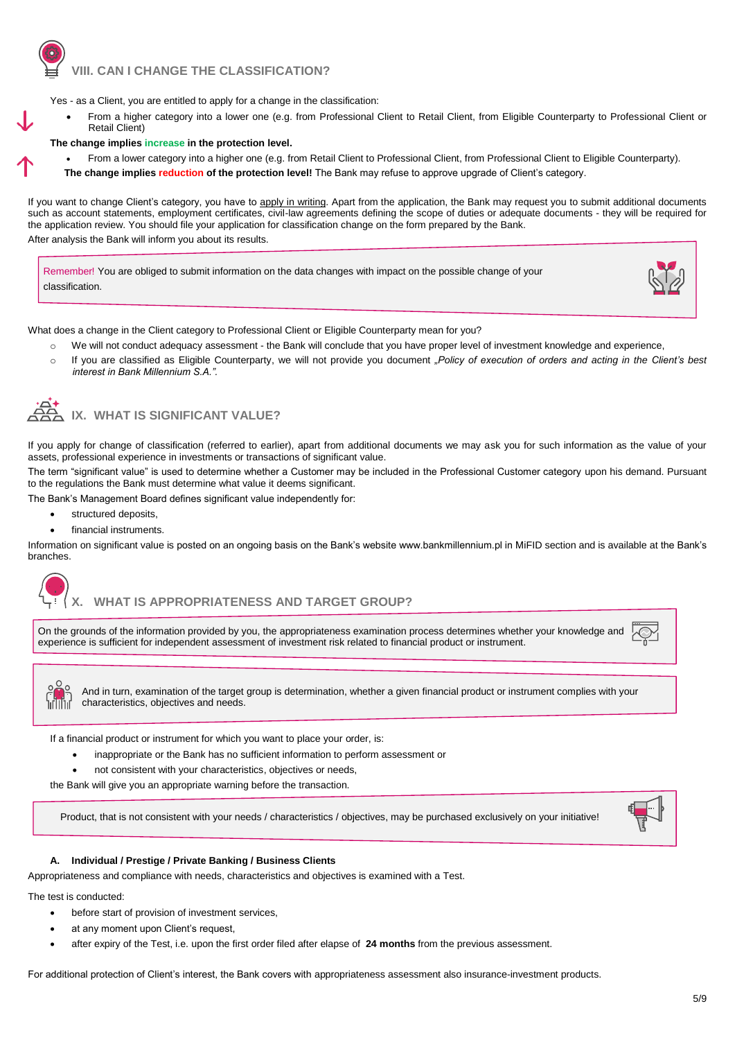## VIII. CAN I CHANGE THE CLASSIFICATION?

Yes - as a Client, you are entitled to apply for a change in the classification:

- From a higher category into a lower one (e.g. from Professional Client to Retail Client, from Eligible Counterparty to Professional Client or Retail Client)

**The change implies increase in the protection level.**

- From a lower category into a higher one (e.g. from Retail Client to Professional Client, from Professional Client to Eligible Counterparty).

**The change implies reduction of the protection level!** The Bank may refuse to approve upgrade of Client's category.

If you want to change Client's category, you have to apply in writing. Apart from the application, the Bank may request you to submit additional documents such as account statements, employment certificates, civil-law agreements defining the scope of duties or adequate documents - they will be required for the application review. You should file your application for classification change on the form prepared by the Bank.

After analysis the Bank will inform you about its results.

> Remember! You are obliged to submit information on the data changes with impact on the possible change of your classification.

What does a change in the Client category to Professional Client or Eligible Counterparty mean for you?

- We will not conduct adequacy assessment - the Bank will conclude that you have proper level of investment knowledge and experience,
- If you are classified as Eligible Counterparty, we will not provide you document *„Policy of execution of orders and acting in the Client's best interest in Bank Millennium S.A.".*

## IX. WHAT IS SIGNIFICANT VALUE?

If you apply for change of classification (referred to earlier), apart from additional documents we may ask you for such information as the value of your assets, professional experience in investments or transactions of significant value.

The term "significant value" is used to determine whether a Customer may be included in the Professional Customer category upon his demand. Pursuant to the regulations the Bank must determine what value it deems significant.

The Bank's Management Board defines significant value independently for:

- structured deposits,
- financial instruments.

Information on significant value is posted on an ongoing basis on the Bank's website www.bankmillennium.pl in MiFID section and is available at the Bank's branches.

## X. WHAT IS APPROPRIATENESS AND TARGET GROUP?

> On the grounds of the information provided by you, the appropriateness examination process determines whether your knowledge and experience is sufficient for independent assessment of investment risk related to financial product or instrument.

> And in turn, examination of the target group is determination, whether a given financial product or instrument complies with your characteristics, objectives and needs.

If a financial product or instrument for which you want to place your order, is:

- inappropriate or the Bank has no sufficient information to perform assessment or
- not consistent with your characteristics, objectives or needs,

the Bank will give you an appropriate warning before the transaction.

> Product, that is not consistent with your needs / characteristics / objectives, may be purchased exclusively on your initiative!

### A. Individual / Prestige / Private Banking / Business Clients

Appropriateness and compliance with needs, characteristics and objectives is examined with a Test.

The test is conducted:

- before start of provision of investment services,
- at any moment upon Client's request,
- after expiry of the Test, i.e. upon the first order filed after elapse of **24 months** from the previous assessment.

For additional protection of Client's interest, the Bank covers with appropriateness assessment also insurance-investment products.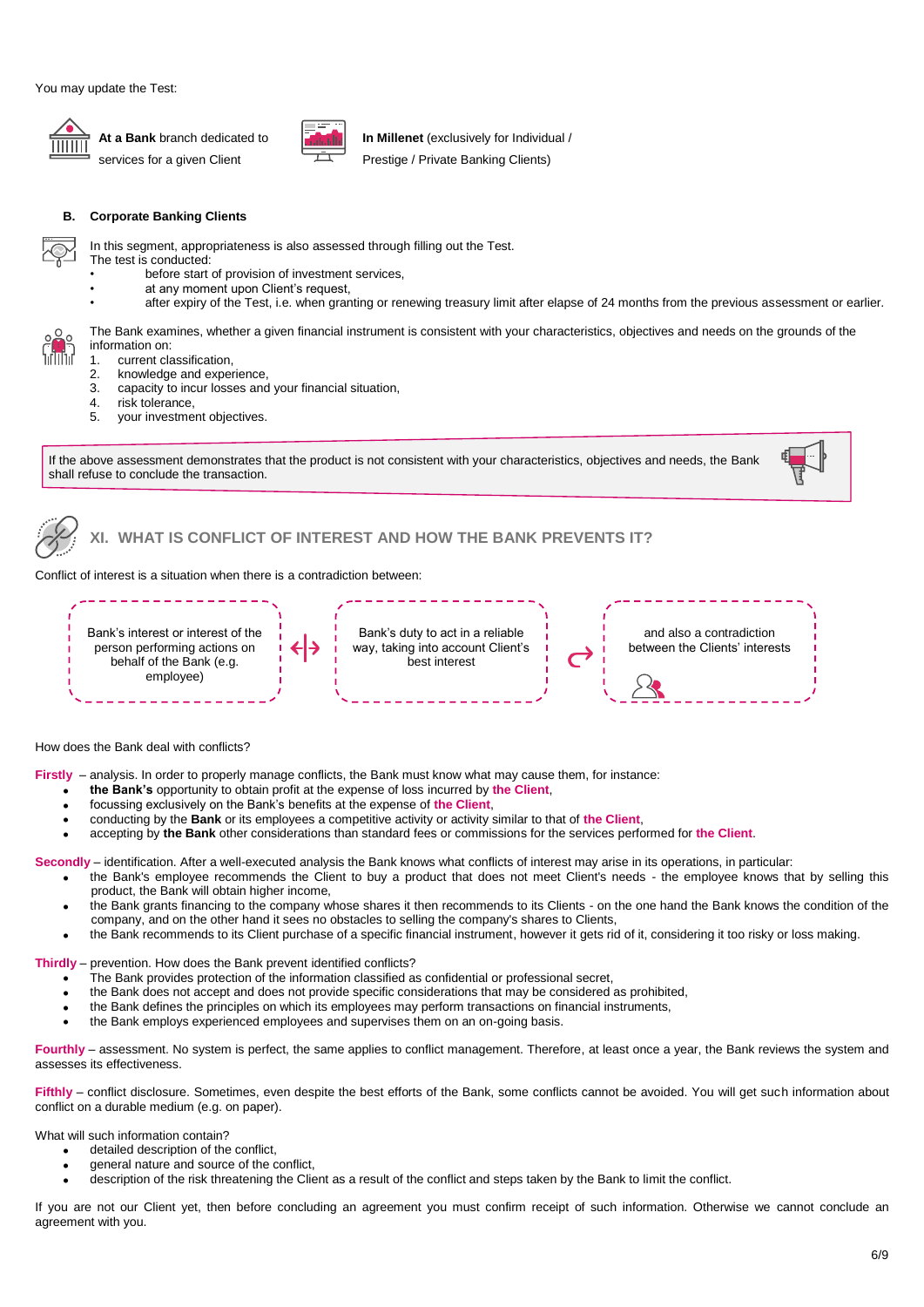You may update the Test:

**At a Bank** branch dedicated to services for a given Client

**In Millenet** (exclusively for Individual / Prestige / Private Banking Clients)

### B. Corporate Banking Clients

In this segment, appropriateness is also assessed through filling out the Test.
The test is conducted:

- before start of provision of investment services,
- at any moment upon Client's request,
- after expiry of the Test, i.e. when granting or renewing treasury limit after elapse of 24 months from the previous assessment or earlier.

The Bank examines, whether a given financial instrument is consistent with your characteristics, objectives and needs on the grounds of the information on:

1. current classification,
2. knowledge and experience,
3. capacity to incur losses and your financial situation,
4. risk tolerance,
5. your investment objectives.

> If the above assessment demonstrates that the product is not consistent with your characteristics, objectives and needs, the Bank shall refuse to conclude the transaction.

## XI. WHAT IS CONFLICT OF INTEREST AND HOW THE BANK PREVENTS IT?

Conflict of interest is a situation when there is a contradiction between:

- Bank's interest or interest of the person performing actions on behalf of the Bank (e.g. employee)
- Bank's duty to act in a reliable way, taking into account Client's best interest
- and also a contradiction between the Clients' interests

How does the Bank deal with conflicts?

**Firstly** – analysis. In order to properly manage conflicts, the Bank must know what may cause them, for instance:

- **the Bank's** opportunity to obtain profit at the expense of loss incurred by **the Client**,
- focussing exclusively on the Bank's benefits at the expense of **the Client**,
- conducting by the **Bank** or its employees a competitive activity or activity similar to that of **the Client**,
- accepting by **the Bank** other considerations than standard fees or commissions for the services performed for **the Client**.

**Secondly** – identification. After a well-executed analysis the Bank knows what conflicts of interest may arise in its operations, in particular:

- the Bank's employee recommends the Client to buy a product that does not meet Client's needs - the employee knows that by selling this product, the Bank will obtain higher income,
- the Bank grants financing to the company whose shares it then recommends to its Clients - on the one hand the Bank knows the condition of the company, and on the other hand it sees no obstacles to selling the company's shares to Clients,
- the Bank recommends to its Client purchase of a specific financial instrument, however it gets rid of it, considering it too risky or loss making.

**Thirdly** – prevention. How does the Bank prevent identified conflicts?

- The Bank provides protection of the information classified as confidential or professional secret,
- the Bank does not accept and does not provide specific considerations that may be considered as prohibited,
- the Bank defines the principles on which its employees may perform transactions on financial instruments,
- the Bank employs experienced employees and supervises them on an on-going basis.

**Fourthly** – assessment. No system is perfect, the same applies to conflict management. Therefore, at least once a year, the Bank reviews the system and assesses its effectiveness.

**Fifthly** – conflict disclosure. Sometimes, even despite the best efforts of the Bank, some conflicts cannot be avoided. You will get such information about conflict on a durable medium (e.g. on paper).

What will such information contain?

- detailed description of the conflict,
- general nature and source of the conflict,
- description of the risk threatening the Client as a result of the conflict and steps taken by the Bank to limit the conflict.

If you are not our Client yet, then before concluding an agreement you must confirm receipt of such information. Otherwise we cannot conclude an agreement with you.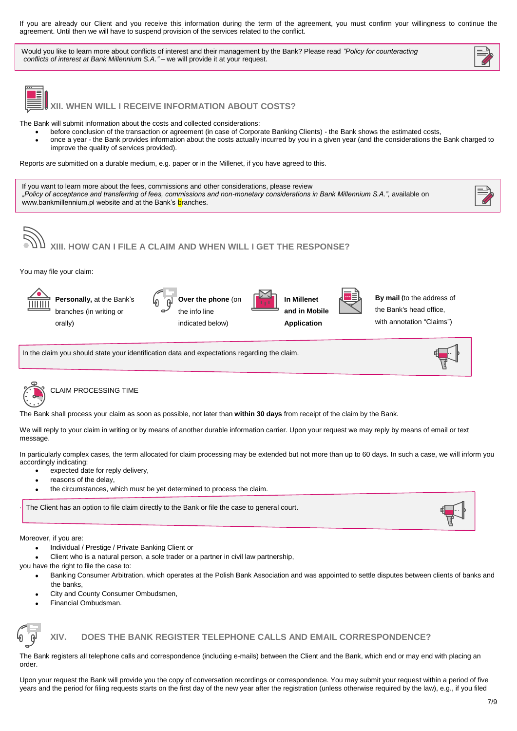If you are already our Client and you receive this information during the term of the agreement, you must confirm your willingness to continue the agreement. Until then we will have to suspend provision of the services related to the conflict.

Would you like to learn more about conflicts of interest and their management by the Bank? Please read *"Policy for counteracting conflicts of interest at Bank Millennium S.A."* – we will provide it at your request.

## XII. WHEN WILL I RECEIVE INFORMATION ABOUT COSTS?

The Bank will submit information about the costs and collected considerations:

- before conclusion of the transaction or agreement (in case of Corporate Banking Clients) - the Bank shows the estimated costs,
- once a year - the Bank provides information about the costs actually incurred by you in a given year (and the considerations the Bank charged to improve the quality of services provided).

Reports are submitted on a durable medium, e.g. paper or in the Millenet, if you have agreed to this.

If you want to learn more about the fees, commissions and other considerations, please review *„Policy of acceptance and transferring of fees, commissions and non-monetary considerations in Bank Millennium S.A.",* available on www.bankmillennium.pl website and at the Bank's branches.

## XIII. HOW CAN I FILE A CLAIM AND WHEN WILL I GET THE RESPONSE?

You may file your claim:

- **Personally,** at the Bank's branches (in writing or orally)
- **Over the phone** (on the info line indicated below)
- **In Millenet and in Mobile Application**
- **By mail (**to the address of the Bank's head office, with annotation "Claims")

In the claim you should state your identification data and expectations regarding the claim.

### CLAIM PROCESSING TIME

The Bank shall process your claim as soon as possible, not later than **within 30 days** from receipt of the claim by the Bank.

We will reply to your claim in writing or by means of another durable information carrier. Upon your request we may reply by means of email or text message.

In particularly complex cases, the term allocated for claim processing may be extended but not more than up to 60 days. In such a case, we will inform you accordingly indicating:

- expected date for reply delivery,
- reasons of the delay,
- the circumstances, which must be yet determined to process the claim.

The Client has an option to file claim directly to the Bank or file the case to general court.

Moreover, if you are:

- Individual / Prestige / Private Banking Client or
- Client who is a natural person, a sole trader or a partner in civil law partnership,

you have the right to file the case to:

- Banking Consumer Arbitration, which operates at the Polish Bank Association and was appointed to settle disputes between clients of banks and the banks,
- City and County Consumer Ombudsmen,
- Financial Ombudsman.

## XIV. DOES THE BANK REGISTER TELEPHONE CALLS AND EMAIL CORRESPONDENCE?

The Bank registers all telephone calls and correspondence (including e-mails) between the Client and the Bank, which end or may end with placing an order.

Upon your request the Bank will provide you the copy of conversation recordings or correspondence. You may submit your request within a period of five years and the period for filing requests starts on the first day of the new year after the registration (unless otherwise required by the law), e.g., if you filed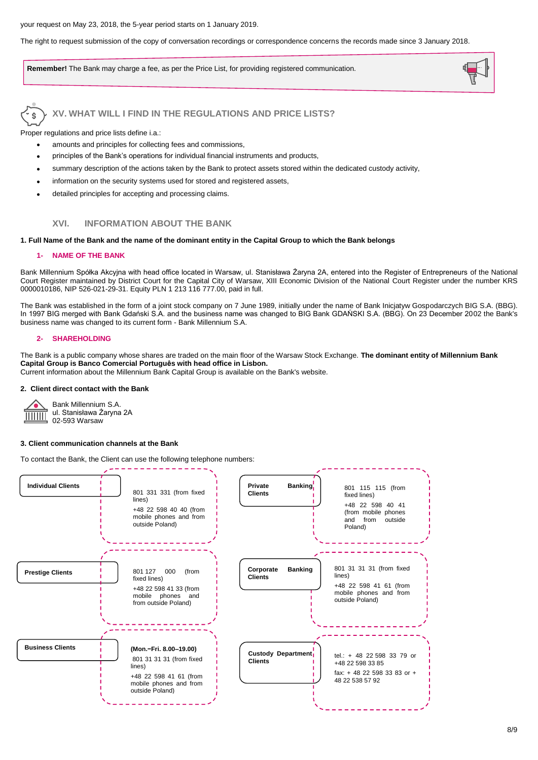your request on May 23, 2018, the 5-year period starts on 1 January 2019.

The right to request submission of the copy of conversation recordings or correspondence concerns the records made since 3 January 2018.

**Remember!** The Bank may charge a fee, as per the Price List, for providing registered communication.

## XV. WHAT WILL I FIND IN THE REGULATIONS AND PRICE LISTS?

Proper regulations and price lists define i.a.:

- amounts and principles for collecting fees and commissions,
- principles of the Bank's operations for individual financial instruments and products,
- summary description of the actions taken by the Bank to protect assets stored within the dedicated custody activity,
- information on the security systems used for stored and registered assets,
- detailed principles for accepting and processing claims.

## XVI. INFORMATION ABOUT THE BANK

**1. Full Name of the Bank and the name of the dominant entity in the Capital Group to which the Bank belongs**

### 1- NAME OF THE BANK

Bank Millennium Spółka Akcyjna with head office located in Warsaw, ul. Stanisława Żaryna 2A, entered into the Register of Entrepreneurs of the National Court Register maintained by District Court for the Capital City of Warsaw, XIII Economic Division of the National Court Register under the number KRS 0000010186, NIP 526-021-29-31. Equity PLN 1 213 116 777.00, paid in full.

The Bank was established in the form of a joint stock company on 7 June 1989, initially under the name of Bank Inicjatyw Gospodarczych BIG S.A. (BBG). In 1997 BIG merged with Bank Gdański S.A. and the business name was changed to BIG Bank GDAŃSKI S.A. (BBG). On 23 December 2002 the Bank's business name was changed to its current form - Bank Millennium S.A.

### 2- SHAREHOLDING

The Bank is a public company whose shares are traded on the main floor of the Warsaw Stock Exchange. **The dominant entity of Millennium Bank Capital Group is Banco Comercial Português with head office in Lisbon.**
Current information about the Millennium Bank Capital Group is available on the Bank's website.

**2. Client direct contact with the Bank**

Bank Millennium S.A.
ul. Stanisława Żaryna 2A
02-593 Warsaw

**3. Client communication channels at the Bank**

To contact the Bank, the Client can use the following telephone numbers:

| Client group | Contact |
| --- | --- |
| **Individual Clients** | 801 331 331 (from fixed lines)<br>+48 22 598 40 40 (from mobile phones and from outside Poland) |
| **Private Banking Clients** | 801 115 115 (from fixed lines)<br>+48 22 598 40 41 (from mobile phones and from outside Poland) |
| **Prestige Clients** | 801 127 000 (from fixed lines)<br>+48 22 598 41 33 (from mobile phones and from outside Poland) |
| **Corporate Banking Clients** | 801 31 31 31 (from fixed lines)<br>+48 22 598 41 61 (from mobile phones and from outside Poland) |
| **Business Clients** | **(Mon.–Fri. 8.00–19.00)**<br>801 31 31 31 (from fixed lines)<br>+48 22 598 41 61 (from mobile phones and from outside Poland) |
| **Custody Department Clients** | tel.: + 48 22 598 33 79 or +48 22 598 33 85<br>fax: + 48 22 598 33 83 or + 48 22 538 57 92 |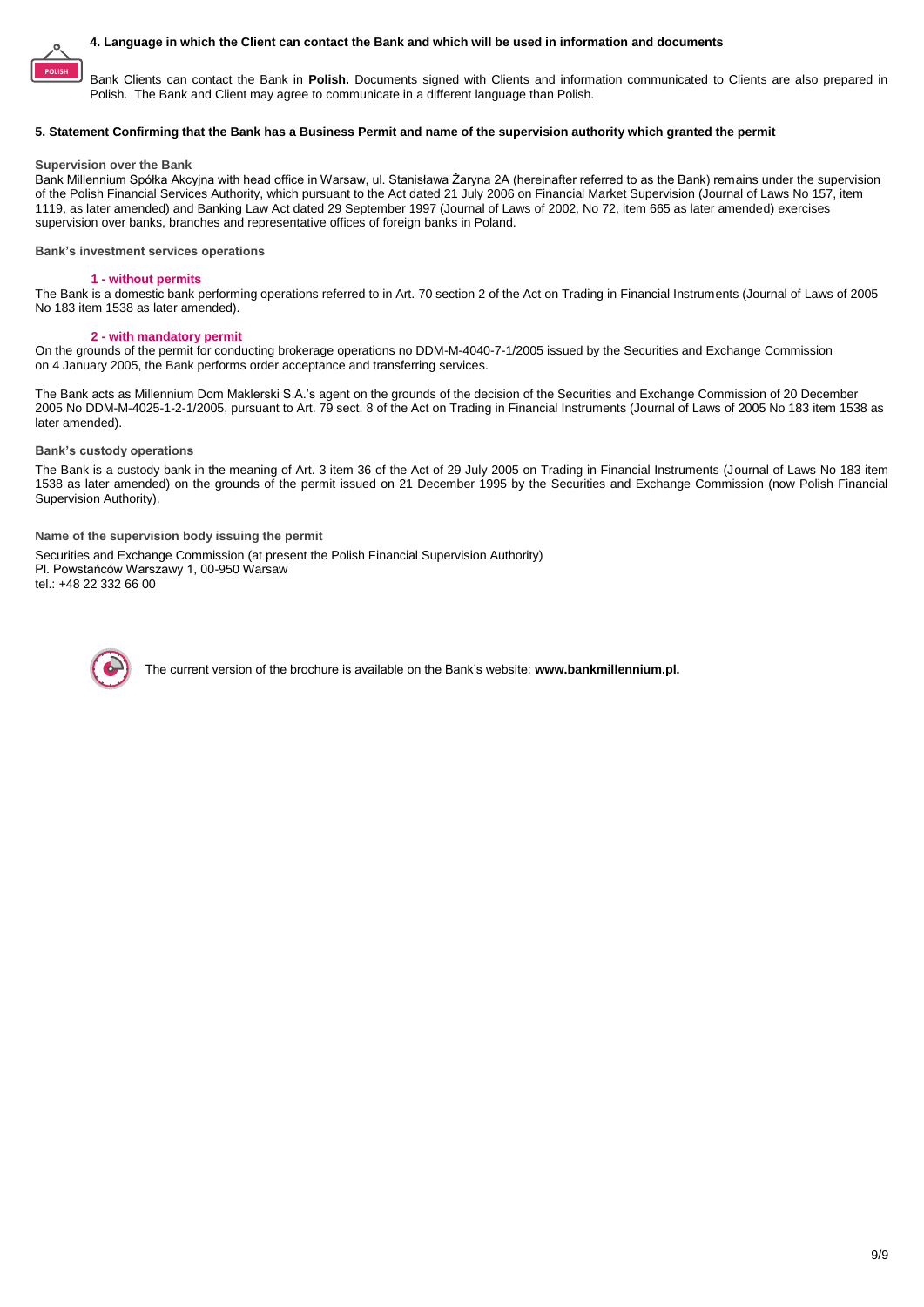#### 4. Language in which the Client can contact the Bank and which will be used in information and documents

POLISH

Bank Clients can contact the Bank in **Polish.** Documents signed with Clients and information communicated to Clients are also prepared in Polish. The Bank and Client may agree to communicate in a different language than Polish.

#### 5. Statement Confirming that the Bank has a Business Permit and name of the supervision authority which granted the permit

**Supervision over the Bank**

Bank Millennium Spółka Akcyjna with head office in Warsaw, ul. Stanisława Żaryna 2A (hereinafter referred to as the Bank) remains under the supervision of the Polish Financial Services Authority, which pursuant to the Act dated 21 July 2006 on Financial Market Supervision (Journal of Laws No 157, item 1119, as later amended) and Banking Law Act dated 29 September 1997 (Journal of Laws of 2002, No 72, item 665 as later amended) exercises supervision over banks, branches and representative offices of foreign banks in Poland.

**Bank's investment services operations**

**1 - without permits**

The Bank is a domestic bank performing operations referred to in Art. 70 section 2 of the Act on Trading in Financial Instruments (Journal of Laws of 2005 No 183 item 1538 as later amended).

**2 - with mandatory permit**

On the grounds of the permit for conducting brokerage operations no DDM-M-4040-7-1/2005 issued by the Securities and Exchange Commission on 4 January 2005, the Bank performs order acceptance and transferring services.

The Bank acts as Millennium Dom Maklerski S.A.'s agent on the grounds of the decision of the Securities and Exchange Commission of 20 December 2005 No DDM-M-4025-1-2-1/2005, pursuant to Art. 79 sect. 8 of the Act on Trading in Financial Instruments (Journal of Laws of 2005 No 183 item 1538 as later amended).

**Bank's custody operations**

The Bank is a custody bank in the meaning of Art. 3 item 36 of the Act of 29 July 2005 on Trading in Financial Instruments (Journal of Laws No 183 item 1538 as later amended) on the grounds of the permit issued on 21 December 1995 by the Securities and Exchange Commission (now Polish Financial Supervision Authority).

**Name of the supervision body issuing the permit**

Securities and Exchange Commission (at present the Polish Financial Supervision Authority)
Pl. Powstańców Warszawy 1, 00-950 Warsaw
tel.: +48 22 332 66 00

The current version of the brochure is available on the Bank's website: **www.bankmillennium.pl.**